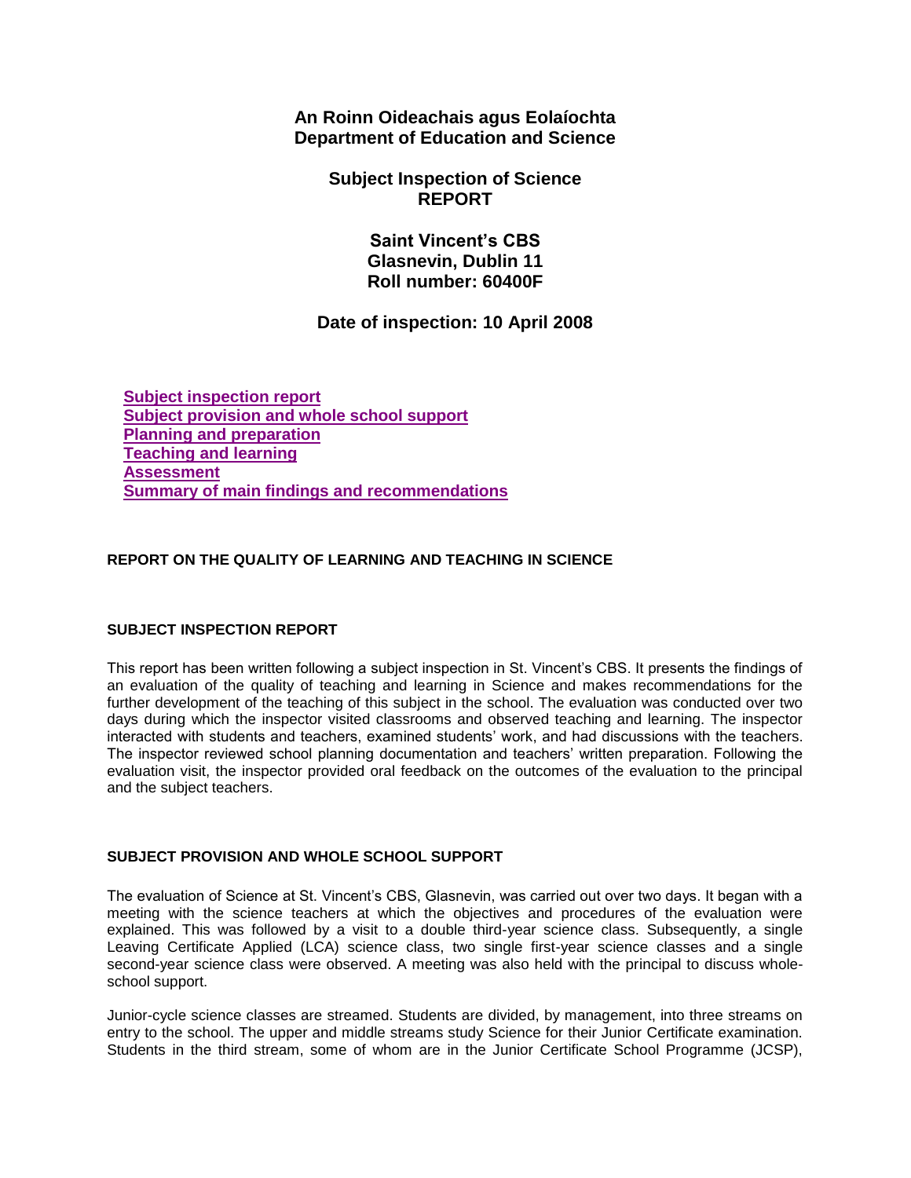**An Roinn Oideachais agus Eolaíochta**
**Department of Education and Science**

**Subject Inspection of Science**
**REPORT**

**Saint Vincent's CBS**
**Glasnevin, Dublin 11**
**Roll number: 60400F**

**Date of inspection: 10 April 2008**

- Subject inspection report
- Subject provision and whole school support
- Planning and preparation
- Teaching and learning
- Assessment
- Summary of main findings and recommendations

## REPORT ON THE QUALITY OF LEARNING AND TEACHING IN SCIENCE

### SUBJECT INSPECTION REPORT

This report has been written following a subject inspection in St. Vincent's CBS. It presents the findings of an evaluation of the quality of teaching and learning in Science and makes recommendations for the further development of the teaching of this subject in the school. The evaluation was conducted over two days during which the inspector visited classrooms and observed teaching and learning. The inspector interacted with students and teachers, examined students' work, and had discussions with the teachers. The inspector reviewed school planning documentation and teachers' written preparation. Following the evaluation visit, the inspector provided oral feedback on the outcomes of the evaluation to the principal and the subject teachers.

### SUBJECT PROVISION AND WHOLE SCHOOL SUPPORT

The evaluation of Science at St. Vincent's CBS, Glasnevin, was carried out over two days. It began with a meeting with the science teachers at which the objectives and procedures of the evaluation were explained. This was followed by a visit to a double third-year science class. Subsequently, a single Leaving Certificate Applied (LCA) science class, two single first-year science classes and a single second-year science class were observed. A meeting was also held with the principal to discuss whole-school support.

Junior-cycle science classes are streamed. Students are divided, by management, into three streams on entry to the school. The upper and middle streams study Science for their Junior Certificate examination. Students in the third stream, some of whom are in the Junior Certificate School Programme (JCSP),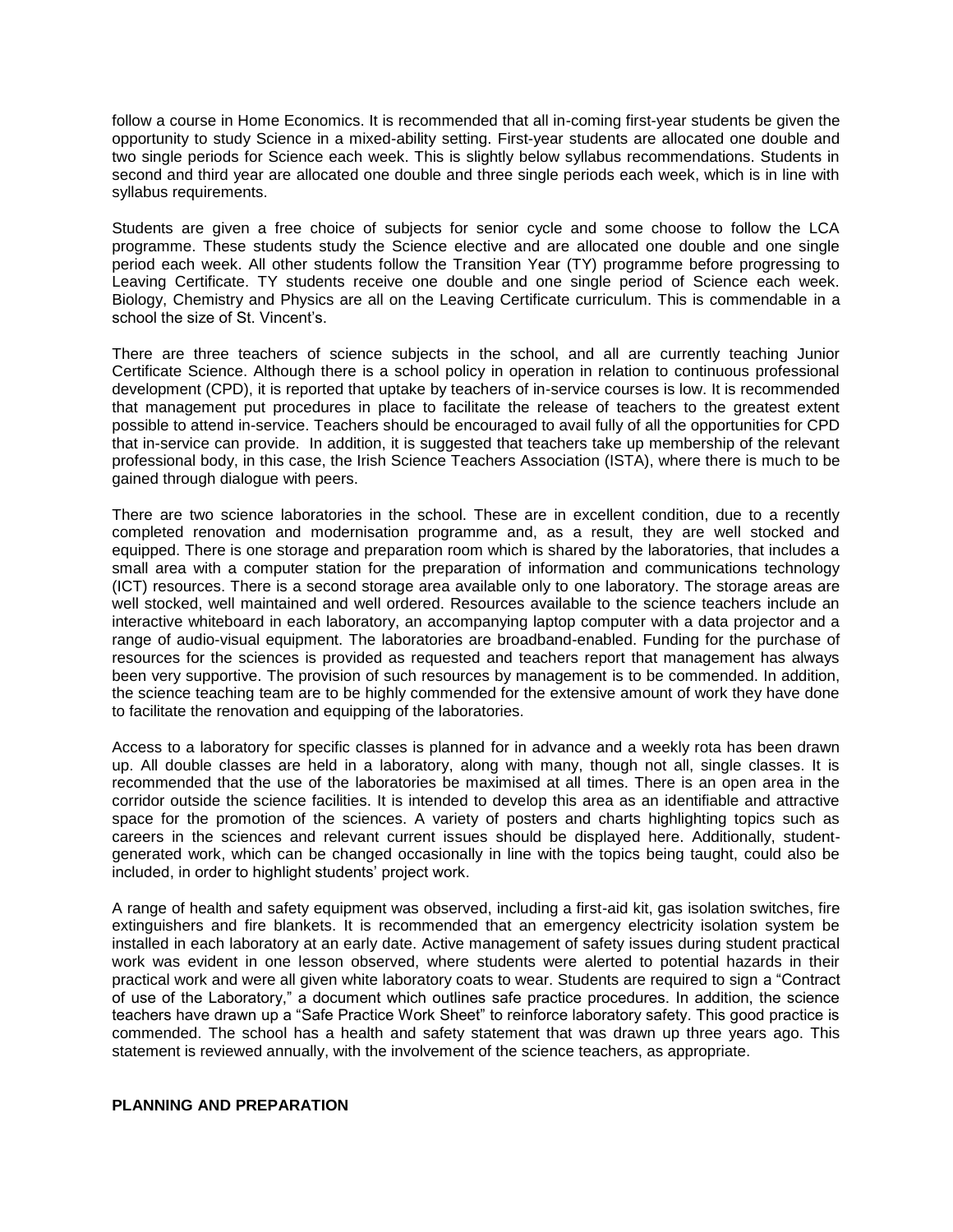follow a course in Home Economics. It is recommended that all in-coming first-year students be given the opportunity to study Science in a mixed-ability setting. First-year students are allocated one double and two single periods for Science each week. This is slightly below syllabus recommendations. Students in second and third year are allocated one double and three single periods each week, which is in line with syllabus requirements.

Students are given a free choice of subjects for senior cycle and some choose to follow the LCA programme. These students study the Science elective and are allocated one double and one single period each week. All other students follow the Transition Year (TY) programme before progressing to Leaving Certificate. TY students receive one double and one single period of Science each week. Biology, Chemistry and Physics are all on the Leaving Certificate curriculum. This is commendable in a school the size of St. Vincent's.

There are three teachers of science subjects in the school, and all are currently teaching Junior Certificate Science. Although there is a school policy in operation in relation to continuous professional development (CPD), it is reported that uptake by teachers of in-service courses is low. It is recommended that management put procedures in place to facilitate the release of teachers to the greatest extent possible to attend in-service. Teachers should be encouraged to avail fully of all the opportunities for CPD that in-service can provide. In addition, it is suggested that teachers take up membership of the relevant professional body, in this case, the Irish Science Teachers Association (ISTA), where there is much to be gained through dialogue with peers.

There are two science laboratories in the school. These are in excellent condition, due to a recently completed renovation and modernisation programme and, as a result, they are well stocked and equipped. There is one storage and preparation room which is shared by the laboratories, that includes a small area with a computer station for the preparation of information and communications technology (ICT) resources. There is a second storage area available only to one laboratory. The storage areas are well stocked, well maintained and well ordered. Resources available to the science teachers include an interactive whiteboard in each laboratory, an accompanying laptop computer with a data projector and a range of audio-visual equipment. The laboratories are broadband-enabled. Funding for the purchase of resources for the sciences is provided as requested and teachers report that management has always been very supportive. The provision of such resources by management is to be commended. In addition, the science teaching team are to be highly commended for the extensive amount of work they have done to facilitate the renovation and equipping of the laboratories.

Access to a laboratory for specific classes is planned for in advance and a weekly rota has been drawn up. All double classes are held in a laboratory, along with many, though not all, single classes. It is recommended that the use of the laboratories be maximised at all times. There is an open area in the corridor outside the science facilities. It is intended to develop this area as an identifiable and attractive space for the promotion of the sciences. A variety of posters and charts highlighting topics such as careers in the sciences and relevant current issues should be displayed here. Additionally, student-generated work, which can be changed occasionally in line with the topics being taught, could also be included, in order to highlight students' project work.

A range of health and safety equipment was observed, including a first-aid kit, gas isolation switches, fire extinguishers and fire blankets. It is recommended that an emergency electricity isolation system be installed in each laboratory at an early date. Active management of safety issues during student practical work was evident in one lesson observed, where students were alerted to potential hazards in their practical work and were all given white laboratory coats to wear. Students are required to sign a "Contract of use of the Laboratory," a document which outlines safe practice procedures. In addition, the science teachers have drawn up a "Safe Practice Work Sheet" to reinforce laboratory safety. This good practice is commended. The school has a health and safety statement that was drawn up three years ago. This statement is reviewed annually, with the involvement of the science teachers, as appropriate.

## PLANNING AND PREPARATION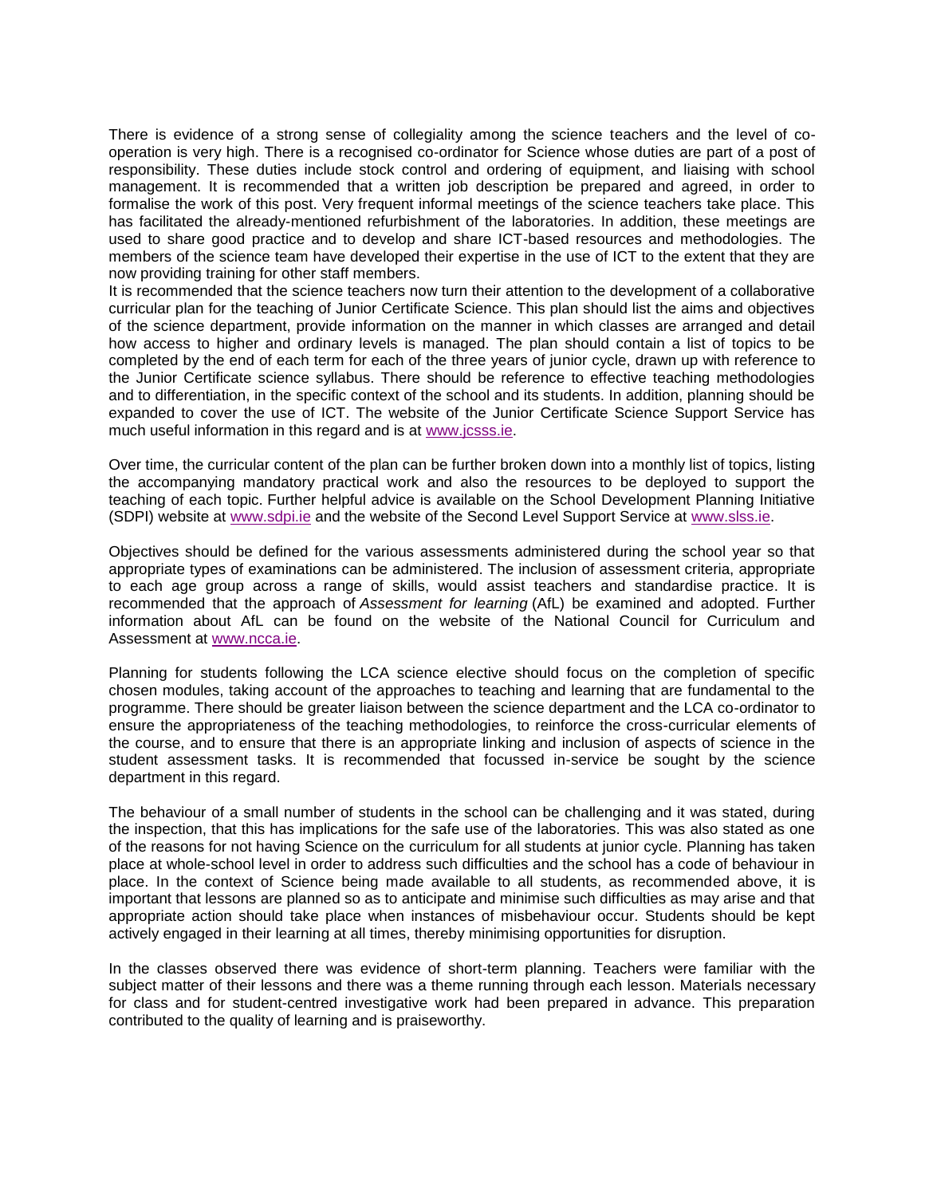There is evidence of a strong sense of collegiality among the science teachers and the level of co-operation is very high. There is a recognised co-ordinator for Science whose duties are part of a post of responsibility. These duties include stock control and ordering of equipment, and liaising with school management. It is recommended that a written job description be prepared and agreed, in order to formalise the work of this post. Very frequent informal meetings of the science teachers take place. This has facilitated the already-mentioned refurbishment of the laboratories. In addition, these meetings are used to share good practice and to develop and share ICT-based resources and methodologies. The members of the science team have developed their expertise in the use of ICT to the extent that they are now providing training for other staff members.

It is recommended that the science teachers now turn their attention to the development of a collaborative curricular plan for the teaching of Junior Certificate Science. This plan should list the aims and objectives of the science department, provide information on the manner in which classes are arranged and detail how access to higher and ordinary levels is managed. The plan should contain a list of topics to be completed by the end of each term for each of the three years of junior cycle, drawn up with reference to the Junior Certificate science syllabus. There should be reference to effective teaching methodologies and to differentiation, in the specific context of the school and its students. In addition, planning should be expanded to cover the use of ICT. The website of the Junior Certificate Science Support Service has much useful information in this regard and is at www.jcsss.ie.

Over time, the curricular content of the plan can be further broken down into a monthly list of topics, listing the accompanying mandatory practical work and also the resources to be deployed to support the teaching of each topic. Further helpful advice is available on the School Development Planning Initiative (SDPI) website at www.sdpi.ie and the website of the Second Level Support Service at www.slss.ie.

Objectives should be defined for the various assessments administered during the school year so that appropriate types of examinations can be administered. The inclusion of assessment criteria, appropriate to each age group across a range of skills, would assist teachers and standardise practice. It is recommended that the approach of *Assessment for learning* (AfL) be examined and adopted. Further information about AfL can be found on the website of the National Council for Curriculum and Assessment at www.ncca.ie.

Planning for students following the LCA science elective should focus on the completion of specific chosen modules, taking account of the approaches to teaching and learning that are fundamental to the programme. There should be greater liaison between the science department and the LCA co-ordinator to ensure the appropriateness of the teaching methodologies, to reinforce the cross-curricular elements of the course, and to ensure that there is an appropriate linking and inclusion of aspects of science in the student assessment tasks. It is recommended that focussed in-service be sought by the science department in this regard.

The behaviour of a small number of students in the school can be challenging and it was stated, during the inspection, that this has implications for the safe use of the laboratories. This was also stated as one of the reasons for not having Science on the curriculum for all students at junior cycle. Planning has taken place at whole-school level in order to address such difficulties and the school has a code of behaviour in place. In the context of Science being made available to all students, as recommended above, it is important that lessons are planned so as to anticipate and minimise such difficulties as may arise and that appropriate action should take place when instances of misbehaviour occur. Students should be kept actively engaged in their learning at all times, thereby minimising opportunities for disruption.

In the classes observed there was evidence of short-term planning. Teachers were familiar with the subject matter of their lessons and there was a theme running through each lesson. Materials necessary for class and for student-centred investigative work had been prepared in advance. This preparation contributed to the quality of learning and is praiseworthy.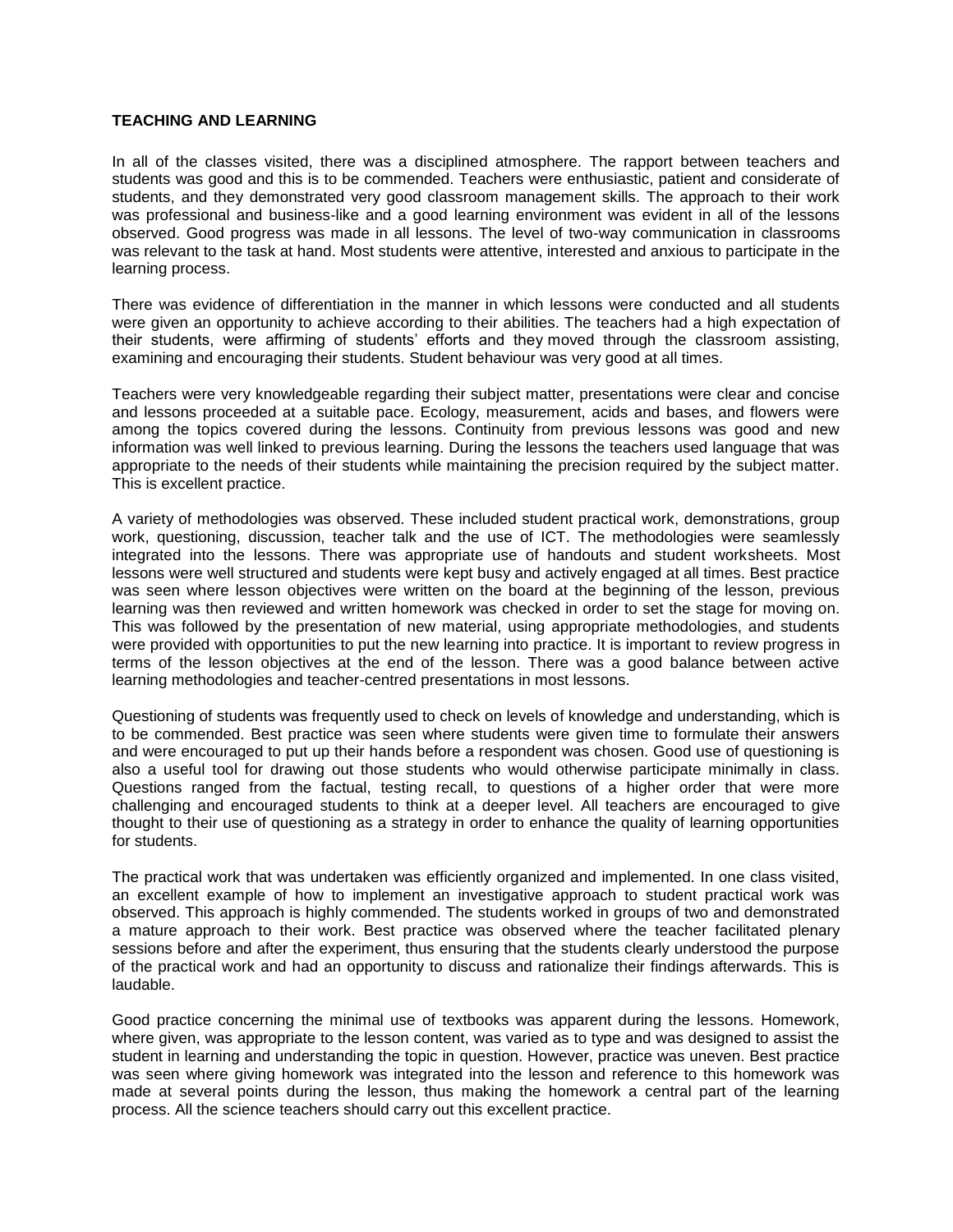## TEACHING AND LEARNING

In all of the classes visited, there was a disciplined atmosphere. The rapport between teachers and students was good and this is to be commended. Teachers were enthusiastic, patient and considerate of students, and they demonstrated very good classroom management skills. The approach to their work was professional and business-like and a good learning environment was evident in all of the lessons observed. Good progress was made in all lessons. The level of two-way communication in classrooms was relevant to the task at hand. Most students were attentive, interested and anxious to participate in the learning process.

There was evidence of differentiation in the manner in which lessons were conducted and all students were given an opportunity to achieve according to their abilities. The teachers had a high expectation of their students, were affirming of students' efforts and they moved through the classroom assisting, examining and encouraging their students. Student behaviour was very good at all times.

Teachers were very knowledgeable regarding their subject matter, presentations were clear and concise and lessons proceeded at a suitable pace. Ecology, measurement, acids and bases, and flowers were among the topics covered during the lessons. Continuity from previous lessons was good and new information was well linked to previous learning. During the lessons the teachers used language that was appropriate to the needs of their students while maintaining the precision required by the subject matter. This is excellent practice.

A variety of methodologies was observed. These included student practical work, demonstrations, group work, questioning, discussion, teacher talk and the use of ICT. The methodologies were seamlessly integrated into the lessons. There was appropriate use of handouts and student worksheets. Most lessons were well structured and students were kept busy and actively engaged at all times. Best practice was seen where lesson objectives were written on the board at the beginning of the lesson, previous learning was then reviewed and written homework was checked in order to set the stage for moving on. This was followed by the presentation of new material, using appropriate methodologies, and students were provided with opportunities to put the new learning into practice. It is important to review progress in terms of the lesson objectives at the end of the lesson. There was a good balance between active learning methodologies and teacher-centred presentations in most lessons.

Questioning of students was frequently used to check on levels of knowledge and understanding, which is to be commended. Best practice was seen where students were given time to formulate their answers and were encouraged to put up their hands before a respondent was chosen. Good use of questioning is also a useful tool for drawing out those students who would otherwise participate minimally in class. Questions ranged from the factual, testing recall, to questions of a higher order that were more challenging and encouraged students to think at a deeper level. All teachers are encouraged to give thought to their use of questioning as a strategy in order to enhance the quality of learning opportunities for students.

The practical work that was undertaken was efficiently organized and implemented. In one class visited, an excellent example of how to implement an investigative approach to student practical work was observed. This approach is highly commended. The students worked in groups of two and demonstrated a mature approach to their work. Best practice was observed where the teacher facilitated plenary sessions before and after the experiment, thus ensuring that the students clearly understood the purpose of the practical work and had an opportunity to discuss and rationalize their findings afterwards. This is laudable.

Good practice concerning the minimal use of textbooks was apparent during the lessons. Homework, where given, was appropriate to the lesson content, was varied as to type and was designed to assist the student in learning and understanding the topic in question. However, practice was uneven. Best practice was seen where giving homework was integrated into the lesson and reference to this homework was made at several points during the lesson, thus making the homework a central part of the learning process. All the science teachers should carry out this excellent practice.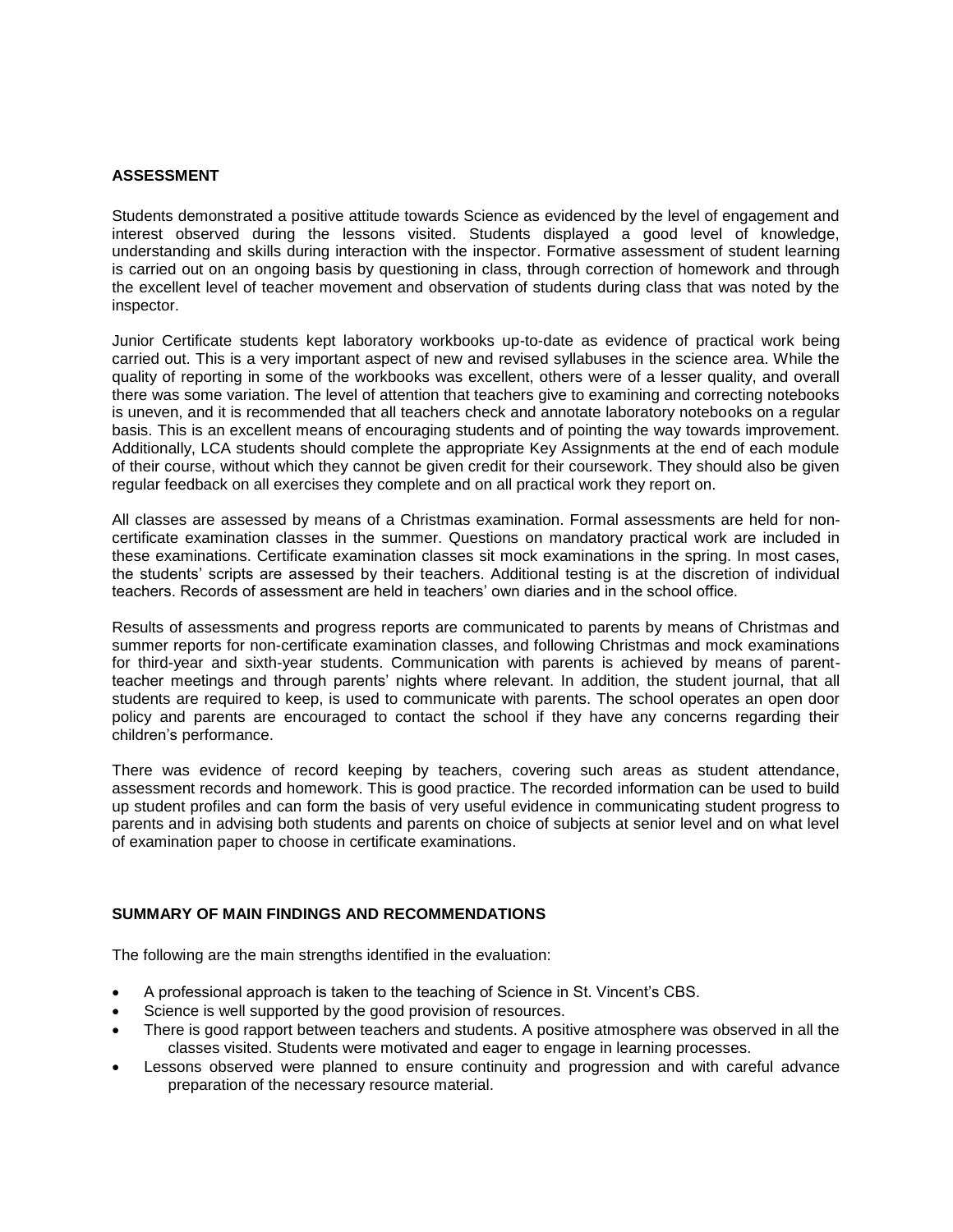## ASSESSMENT

Students demonstrated a positive attitude towards Science as evidenced by the level of engagement and interest observed during the lessons visited. Students displayed a good level of knowledge, understanding and skills during interaction with the inspector. Formative assessment of student learning is carried out on an ongoing basis by questioning in class, through correction of homework and through the excellent level of teacher movement and observation of students during class that was noted by the inspector.

Junior Certificate students kept laboratory workbooks up-to-date as evidence of practical work being carried out. This is a very important aspect of new and revised syllabuses in the science area. While the quality of reporting in some of the workbooks was excellent, others were of a lesser quality, and overall there was some variation. The level of attention that teachers give to examining and correcting notebooks is uneven, and it is recommended that all teachers check and annotate laboratory notebooks on a regular basis. This is an excellent means of encouraging students and of pointing the way towards improvement. Additionally, LCA students should complete the appropriate Key Assignments at the end of each module of their course, without which they cannot be given credit for their coursework. They should also be given regular feedback on all exercises they complete and on all practical work they report on.

All classes are assessed by means of a Christmas examination. Formal assessments are held for non-certificate examination classes in the summer. Questions on mandatory practical work are included in these examinations. Certificate examination classes sit mock examinations in the spring. In most cases, the students' scripts are assessed by their teachers. Additional testing is at the discretion of individual teachers. Records of assessment are held in teachers' own diaries and in the school office.

Results of assessments and progress reports are communicated to parents by means of Christmas and summer reports for non-certificate examination classes, and following Christmas and mock examinations for third-year and sixth-year students. Communication with parents is achieved by means of parent-teacher meetings and through parents' nights where relevant. In addition, the student journal, that all students are required to keep, is used to communicate with parents. The school operates an open door policy and parents are encouraged to contact the school if they have any concerns regarding their children's performance.

There was evidence of record keeping by teachers, covering such areas as student attendance, assessment records and homework. This is good practice. The recorded information can be used to build up student profiles and can form the basis of very useful evidence in communicating student progress to parents and in advising both students and parents on choice of subjects at senior level and on what level of examination paper to choose in certificate examinations.

## SUMMARY OF MAIN FINDINGS AND RECOMMENDATIONS

The following are the main strengths identified in the evaluation:

- A professional approach is taken to the teaching of Science in St. Vincent's CBS.
- Science is well supported by the good provision of resources.
- There is good rapport between teachers and students. A positive atmosphere was observed in all the classes visited. Students were motivated and eager to engage in learning processes.
- Lessons observed were planned to ensure continuity and progression and with careful advance preparation of the necessary resource material.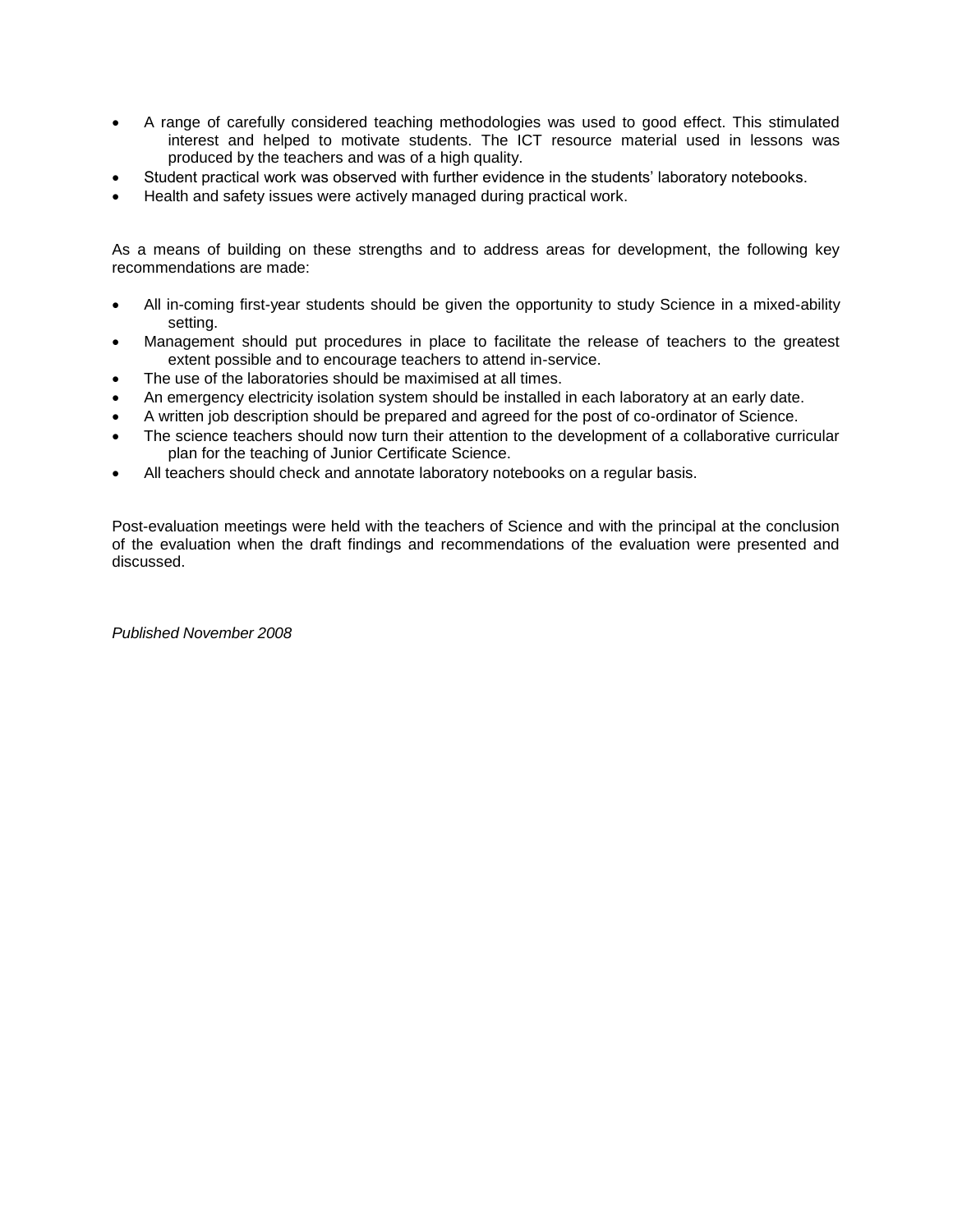- A range of carefully considered teaching methodologies was used to good effect. This stimulated interest and helped to motivate students. The ICT resource material used in lessons was produced by the teachers and was of a high quality.
- Student practical work was observed with further evidence in the students' laboratory notebooks.
- Health and safety issues were actively managed during practical work.

As a means of building on these strengths and to address areas for development, the following key recommendations are made:

- All in-coming first-year students should be given the opportunity to study Science in a mixed-ability setting.
- Management should put procedures in place to facilitate the release of teachers to the greatest extent possible and to encourage teachers to attend in-service.
- The use of the laboratories should be maximised at all times.
- An emergency electricity isolation system should be installed in each laboratory at an early date.
- A written job description should be prepared and agreed for the post of co-ordinator of Science.
- The science teachers should now turn their attention to the development of a collaborative curricular plan for the teaching of Junior Certificate Science.
- All teachers should check and annotate laboratory notebooks on a regular basis.

Post-evaluation meetings were held with the teachers of Science and with the principal at the conclusion of the evaluation when the draft findings and recommendations of the evaluation were presented and discussed.

*Published November 2008*